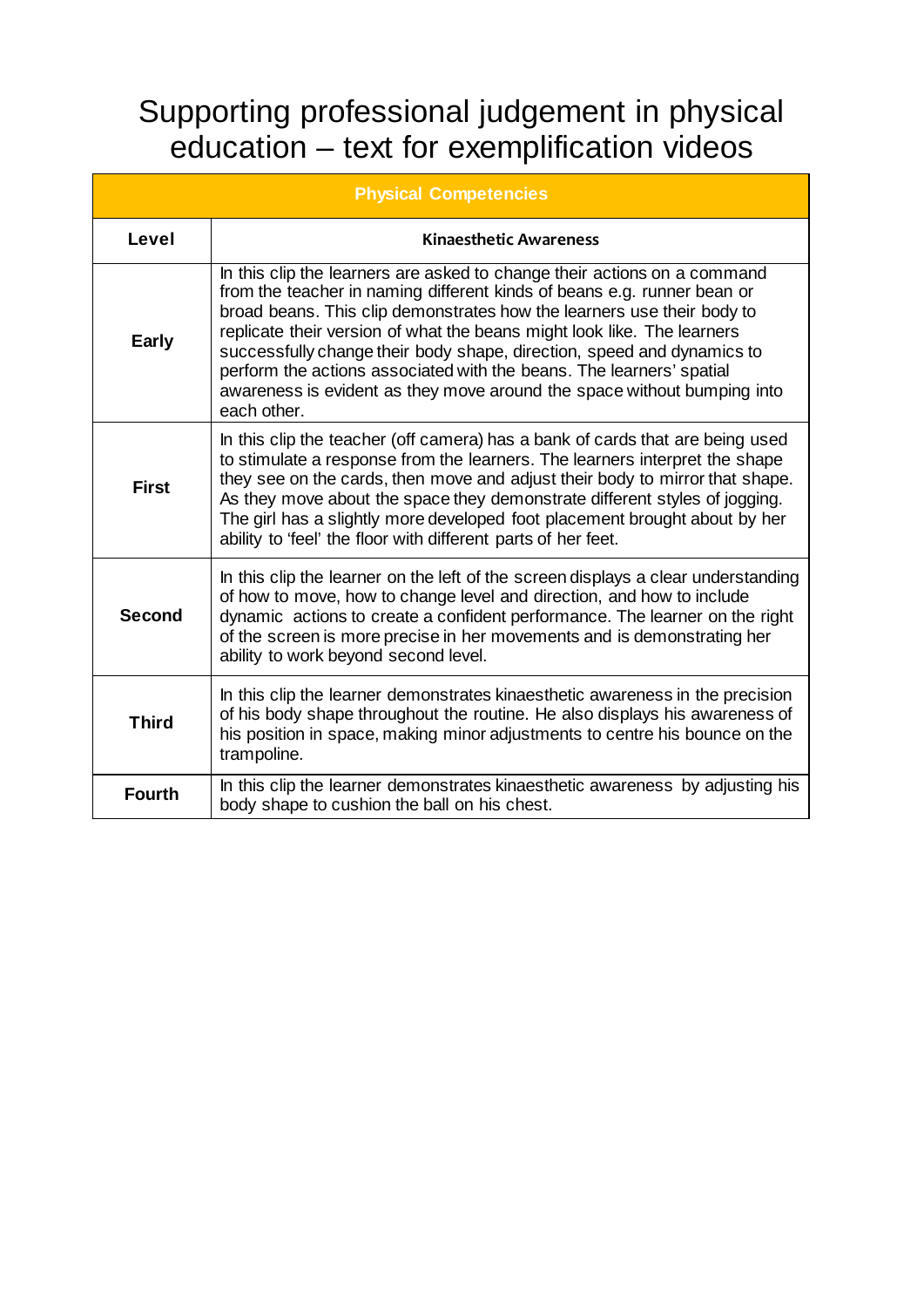# Supporting professional judgement in physical education – text for exemplification videos

| Physical Competencies | |
|---|---|
| **Level** | **Kinaesthetic Awareness** |
| **Early** | In this clip the learners are asked to change their actions on a command from the teacher in naming different kinds of beans e.g. runner bean or broad beans. This clip demonstrates how the learners use their body to replicate their version of what the beans might look like. The learners successfully change their body shape, direction, speed and dynamics to perform the actions associated with the beans. The learners' spatial awareness is evident as they move around the space without bumping into each other. |
| **First** | In this clip the teacher (off camera) has a bank of cards that are being used to stimulate a response from the learners. The learners interpret the shape they see on the cards, then move and adjust their body to mirror that shape. As they move about the space they demonstrate different styles of jogging. The girl has a slightly more developed foot placement brought about by her ability to 'feel' the floor with different parts of her feet. |
| **Second** | In this clip the learner on the left of the screen displays a clear understanding of how to move, how to change level and direction, and how to include dynamic actions to create a confident performance. The learner on the right of the screen is more precise in her movements and is demonstrating her ability to work beyond second level. |
| **Third** | In this clip the learner demonstrates kinaesthetic awareness in the precision of his body shape throughout the routine. He also displays his awareness of his position in space, making minor adjustments to centre his bounce on the trampoline. |
| **Fourth** | In this clip the learner demonstrates kinaesthetic awareness by adjusting his body shape to cushion the ball on his chest. |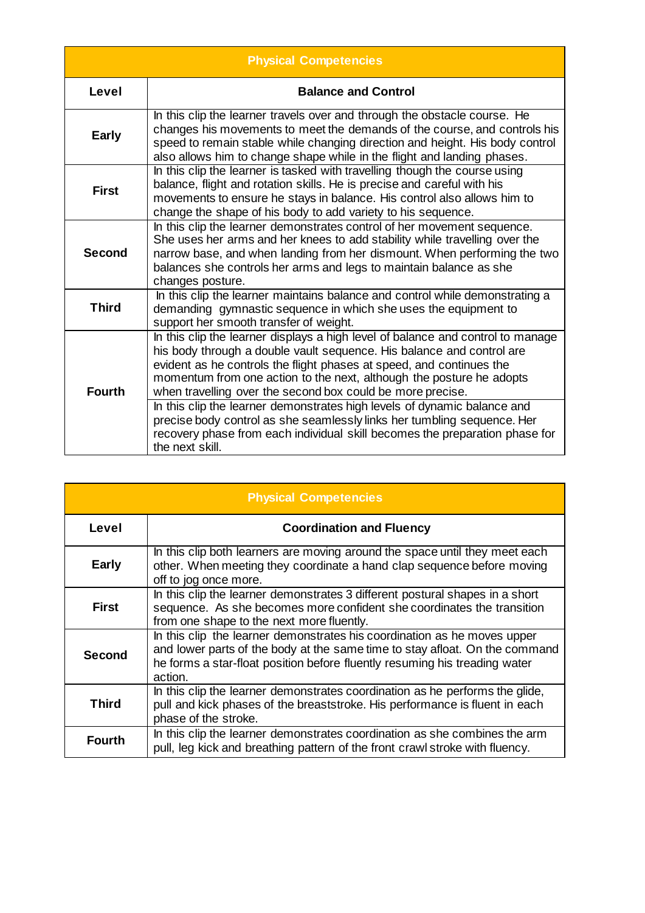| Physical Competencies | |
|---|---|
| **Level** | **Balance and Control** |
| **Early** | In this clip the learner travels over and through the obstacle course. He changes his movements to meet the demands of the course, and controls his speed to remain stable while changing direction and height. His body control also allows him to change shape while in the flight and landing phases. |
| **First** | In this clip the learner is tasked with travelling though the course using balance, flight and rotation skills. He is precise and careful with his movements to ensure he stays in balance. His control also allows him to change the shape of his body to add variety to his sequence. |
| **Second** | In this clip the learner demonstrates control of her movement sequence. She uses her arms and her knees to add stability while travelling over the narrow base, and when landing from her dismount. When performing the two balances she controls her arms and legs to maintain balance as she changes posture. |
| **Third** | In this clip the learner maintains balance and control while demonstrating a demanding gymnastic sequence in which she uses the equipment to support her smooth transfer of weight. |
| **Fourth** | In this clip the learner displays a high level of balance and control to manage his body through a double vault sequence. His balance and control are evident as he controls the flight phases at speed, and continues the momentum from one action to the next, although the posture he adopts when travelling over the second box could be more precise. |
| | In this clip the learner demonstrates high levels of dynamic balance and precise body control as she seamlessly links her tumbling sequence. Her recovery phase from each individual skill becomes the preparation phase for the next skill. |

| Physical Competencies | |
|---|---|
| **Level** | **Coordination and Fluency** |
| **Early** | In this clip both learners are moving around the space until they meet each other. When meeting they coordinate a hand clap sequence before moving off to jog once more. |
| **First** | In this clip the learner demonstrates 3 different postural shapes in a short sequence. As she becomes more confident she coordinates the transition from one shape to the next more fluently. |
| **Second** | In this clip the learner demonstrates his coordination as he moves upper and lower parts of the body at the same time to stay afloat. On the command he forms a star-float position before fluently resuming his treading water action. |
| **Third** | In this clip the learner demonstrates coordination as he performs the glide, pull and kick phases of the breaststroke. His performance is fluent in each phase of the stroke. |
| **Fourth** | In this clip the learner demonstrates coordination as she combines the arm pull, leg kick and breathing pattern of the front crawl stroke with fluency. |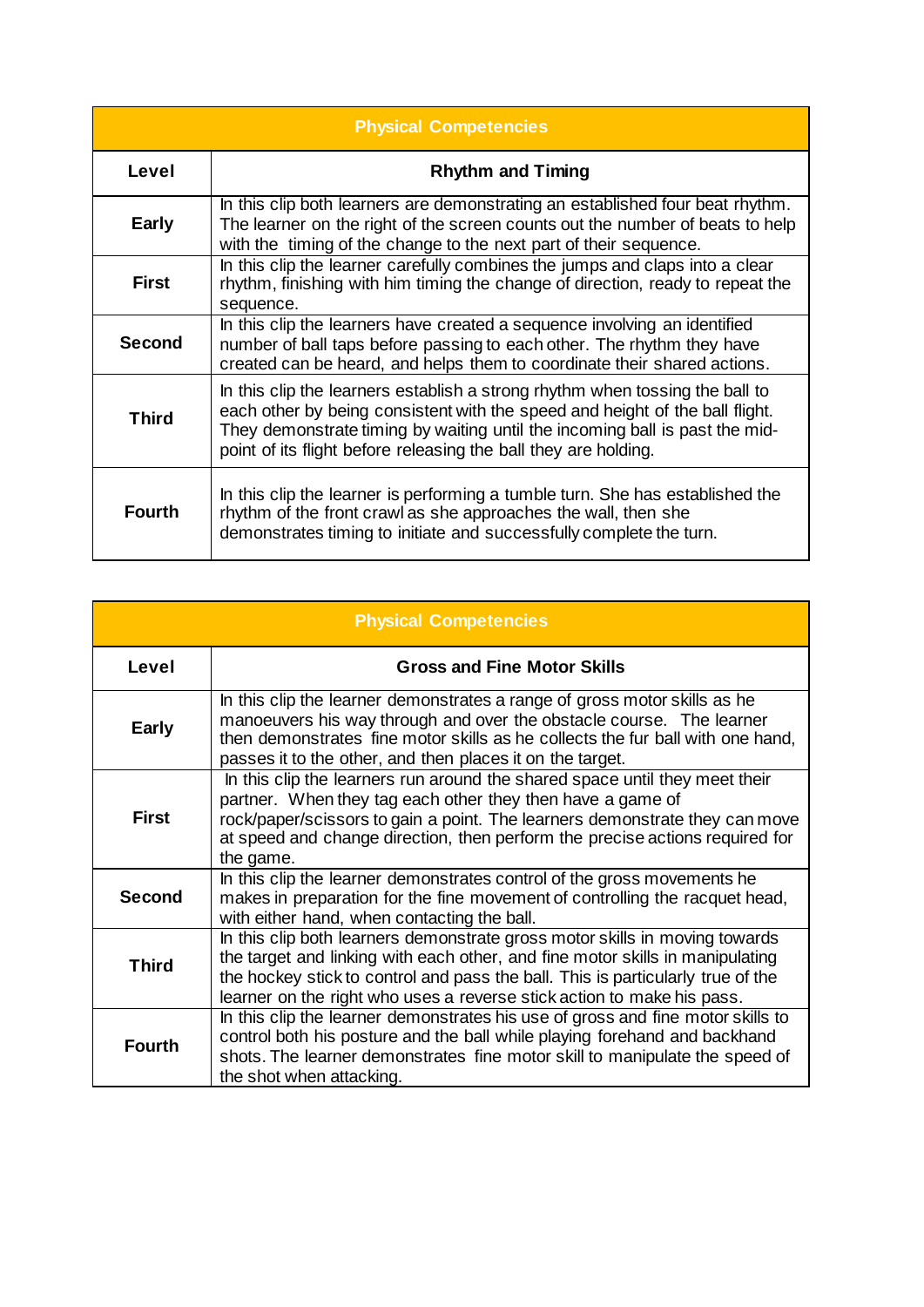| Physical Competencies | |
|---|---|
| **Level** | **Rhythm and Timing** |
| **Early** | In this clip both learners are demonstrating an established four beat rhythm. The learner on the right of the screen counts out the number of beats to help with the timing of the change to the next part of their sequence. |
| **First** | In this clip the learner carefully combines the jumps and claps into a clear rhythm, finishing with him timing the change of direction, ready to repeat the sequence. |
| **Second** | In this clip the learners have created a sequence involving an identified number of ball taps before passing to each other. The rhythm they have created can be heard, and helps them to coordinate their shared actions. |
| **Third** | In this clip the learners establish a strong rhythm when tossing the ball to each other by being consistent with the speed and height of the ball flight. They demonstrate timing by waiting until the incoming ball is past the mid-point of its flight before releasing the ball they are holding. |
| **Fourth** | In this clip the learner is performing a tumble turn. She has established the rhythm of the front crawl as she approaches the wall, then she demonstrates timing to initiate and successfully complete the turn. |

| Physical Competencies | |
|---|---|
| **Level** | **Gross and Fine Motor Skills** |
| **Early** | In this clip the learner demonstrates a range of gross motor skills as he manoeuvers his way through and over the obstacle course. The learner then demonstrates fine motor skills as he collects the fur ball with one hand, passes it to the other, and then places it on the target. |
| **First** | In this clip the learners run around the shared space until they meet their partner. When they tag each other they then have a game of rock/paper/scissors to gain a point. The learners demonstrate they can move at speed and change direction, then perform the precise actions required for the game. |
| **Second** | In this clip the learner demonstrates control of the gross movements he makes in preparation for the fine movement of controlling the racquet head, with either hand, when contacting the ball. |
| **Third** | In this clip both learners demonstrate gross motor skills in moving towards the target and linking with each other, and fine motor skills in manipulating the hockey stick to control and pass the ball. This is particularly true of the learner on the right who uses a reverse stick action to make his pass. |
| **Fourth** | In this clip the learner demonstrates his use of gross and fine motor skills to control both his posture and the ball while playing forehand and backhand shots. The learner demonstrates fine motor skill to manipulate the speed of the shot when attacking. |